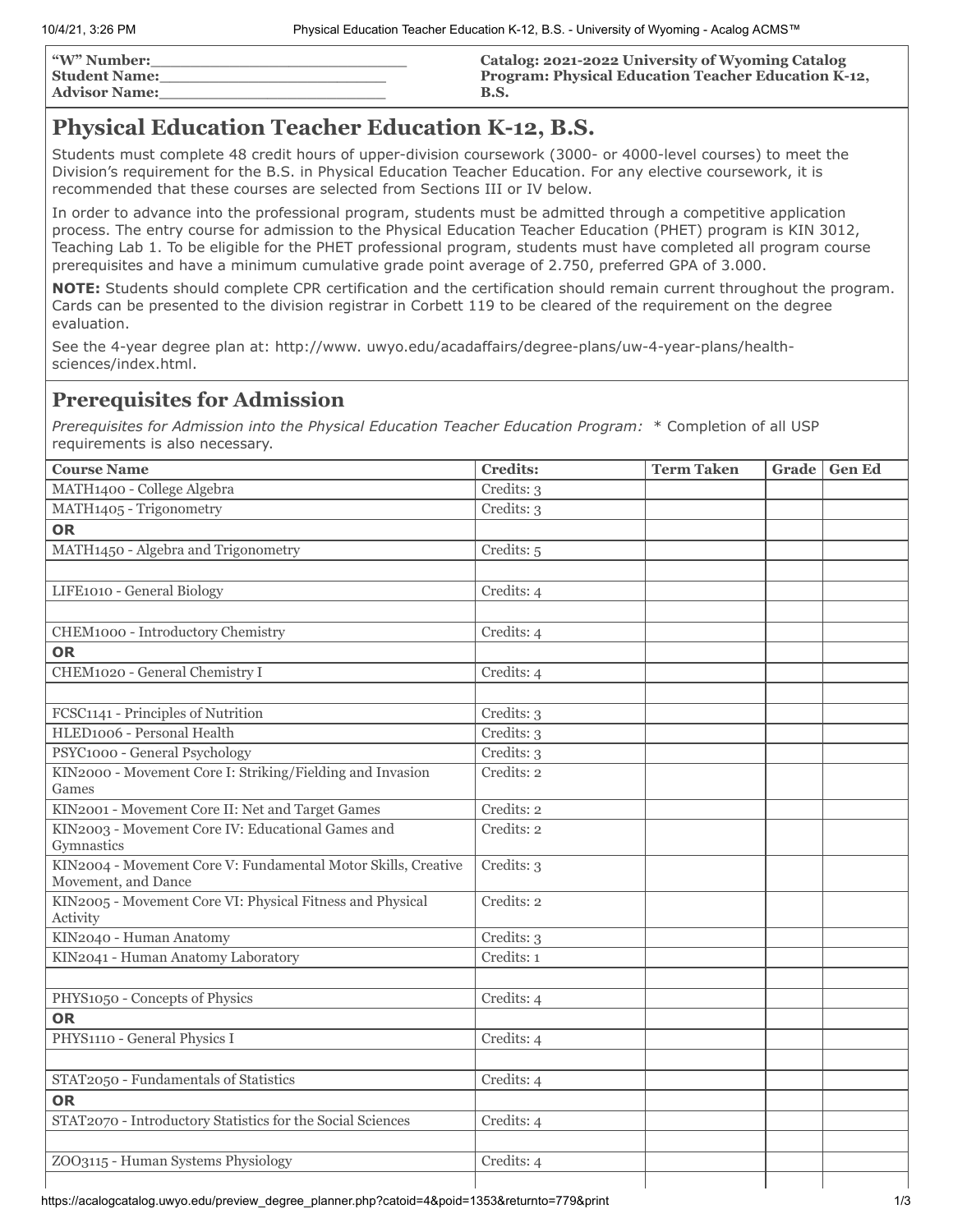**"W" Number:\_\_\_\_\_\_\_\_\_\_\_\_\_\_\_\_\_\_\_\_\_\_\_\_\_\_**
**Student Name:\_\_\_\_\_\_\_\_\_\_\_\_\_\_\_\_\_\_\_\_\_\_\_\_**
**Advisor Name:\_\_\_\_\_\_\_\_\_\_\_\_\_\_\_\_\_\_\_\_\_\_\_\_**

**Catalog: 2021-2022 University of Wyoming Catalog**
**Program: Physical Education Teacher Education K-12, B.S.**

# Physical Education Teacher Education K-12, B.S.

Students must complete 48 credit hours of upper-division coursework (3000- or 4000-level courses) to meet the Division's requirement for the B.S. in Physical Education Teacher Education. For any elective coursework, it is recommended that these courses are selected from Sections III or IV below.

In order to advance into the professional program, students must be admitted through a competitive application process. The entry course for admission to the Physical Education Teacher Education (PHET) program is KIN 3012, Teaching Lab 1. To be eligible for the PHET professional program, students must have completed all program course prerequisites and have a minimum cumulative grade point average of 2.750, preferred GPA of 3.000.

**NOTE:** Students should complete CPR certification and the certification should remain current throughout the program. Cards can be presented to the division registrar in Corbett 119 to be cleared of the requirement on the degree evaluation.

See the 4-year degree plan at: http://www. uwyo.edu/acadaffairs/degree-plans/uw-4-year-plans/health-sciences/index.html.

## Prerequisites for Admission

*Prerequisites for Admission into the Physical Education Teacher Education Program:* * Completion of all USP requirements is also necessary.

| Course Name | Credits: | Term Taken | Grade | Gen Ed |
|---|---|---|---|---|
| MATH1400 - College Algebra | Credits: 3 | | | |
| MATH1405 - Trigonometry | Credits: 3 | | | |
| **OR** | | | | |
| MATH1450 - Algebra and Trigonometry | Credits: 5 | | | |
| | | | | |
| LIFE1010 - General Biology | Credits: 4 | | | |
| | | | | |
| CHEM1000 - Introductory Chemistry | Credits: 4 | | | |
| **OR** | | | | |
| CHEM1020 - General Chemistry I | Credits: 4 | | | |
| | | | | |
| FCSC1141 - Principles of Nutrition | Credits: 3 | | | |
| HLED1006 - Personal Health | Credits: 3 | | | |
| PSYC1000 - General Psychology | Credits: 3 | | | |
| KIN2000 - Movement Core I: Striking/Fielding and Invasion Games | Credits: 2 | | | |
| KIN2001 - Movement Core II: Net and Target Games | Credits: 2 | | | |
| KIN2003 - Movement Core IV: Educational Games and Gymnastics | Credits: 2 | | | |
| KIN2004 - Movement Core V: Fundamental Motor Skills, Creative Movement, and Dance | Credits: 3 | | | |
| KIN2005 - Movement Core VI: Physical Fitness and Physical Activity | Credits: 2 | | | |
| KIN2040 - Human Anatomy | Credits: 3 | | | |
| KIN2041 - Human Anatomy Laboratory | Credits: 1 | | | |
| | | | | |
| PHYS1050 - Concepts of Physics | Credits: 4 | | | |
| **OR** | | | | |
| PHYS1110 - General Physics I | Credits: 4 | | | |
| | | | | |
| STAT2050 - Fundamentals of Statistics | Credits: 4 | | | |
| **OR** | | | | |
| STAT2070 - Introductory Statistics for the Social Sciences | Credits: 4 | | | |
| | | | | |
| ZOO3115 - Human Systems Physiology | Credits: 4 | | | |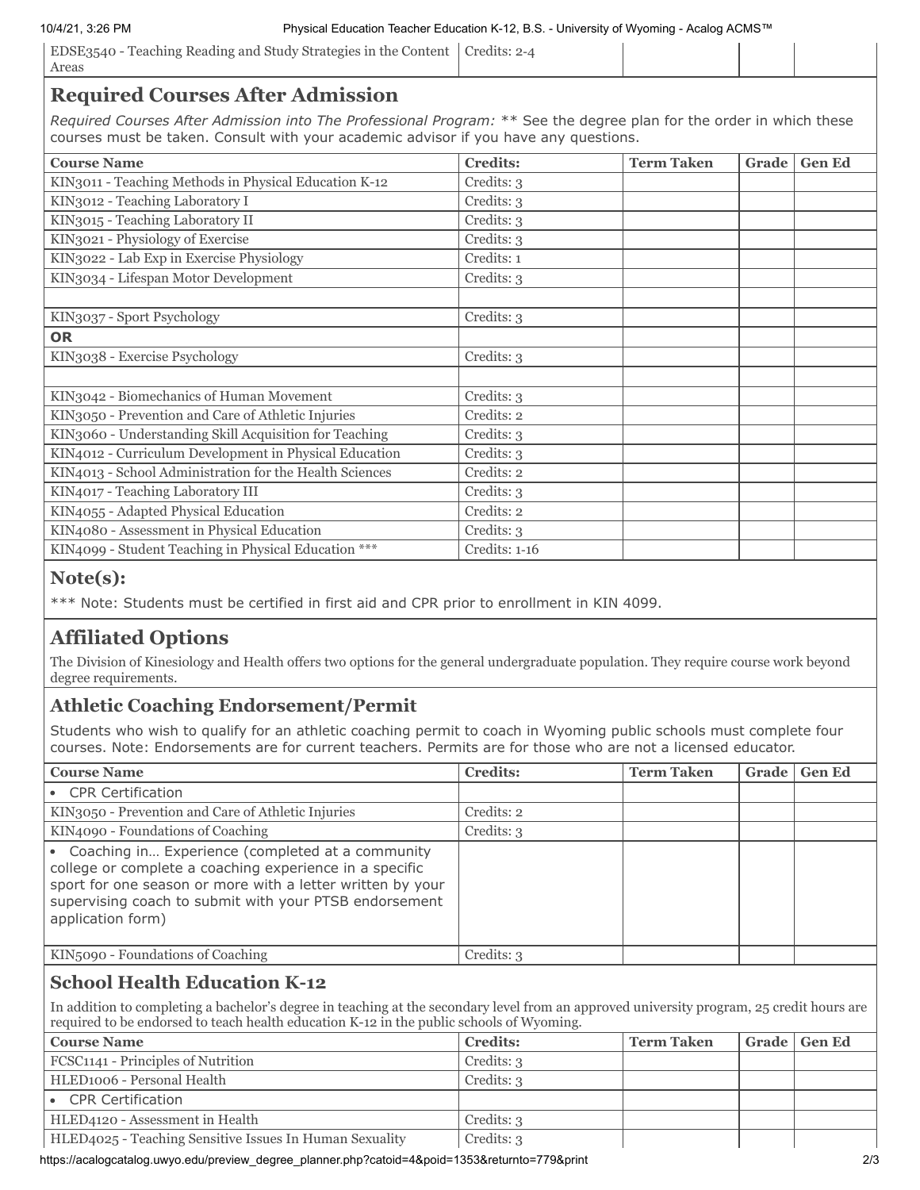| | | | | |
|---|---|---|---|---|
| EDSE3540 - Teaching Reading and Study Strategies in the Content Areas | Credits: 2-4 | | | |

## Required Courses After Admission

*Required Courses After Admission into The Professional Program:* ** See the degree plan for the order in which these courses must be taken. Consult with your academic advisor if you have any questions.

| Course Name | Credits: | Term Taken | Grade | Gen Ed |
|---|---|---|---|---|
| KIN3011 - Teaching Methods in Physical Education K-12 | Credits: 3 | | | |
| KIN3012 - Teaching Laboratory I | Credits: 3 | | | |
| KIN3015 - Teaching Laboratory II | Credits: 3 | | | |
| KIN3021 - Physiology of Exercise | Credits: 3 | | | |
| KIN3022 - Lab Exp in Exercise Physiology | Credits: 1 | | | |
| KIN3034 - Lifespan Motor Development | Credits: 3 | | | |
| | | | | |
| KIN3037 - Sport Psychology | Credits: 3 | | | |
| **OR** | | | | |
| KIN3038 - Exercise Psychology | Credits: 3 | | | |
| | | | | |
| KIN3042 - Biomechanics of Human Movement | Credits: 3 | | | |
| KIN3050 - Prevention and Care of Athletic Injuries | Credits: 2 | | | |
| KIN3060 - Understanding Skill Acquisition for Teaching | Credits: 3 | | | |
| KIN4012 - Curriculum Development in Physical Education | Credits: 3 | | | |
| KIN4013 - School Administration for the Health Sciences | Credits: 2 | | | |
| KIN4017 - Teaching Laboratory III | Credits: 3 | | | |
| KIN4055 - Adapted Physical Education | Credits: 2 | | | |
| KIN4080 - Assessment in Physical Education | Credits: 3 | | | |
| KIN4099 - Student Teaching in Physical Education *** | Credits: 1-16 | | | |

### Note(s):

*** Note: Students must be certified in first aid and CPR prior to enrollment in KIN 4099.

## Affiliated Options

The Division of Kinesiology and Health offers two options for the general undergraduate population. They require course work beyond degree requirements.

### Athletic Coaching Endorsement/Permit

Students who wish to qualify for an athletic coaching permit to coach in Wyoming public schools must complete four courses. Note: Endorsements are for current teachers. Permits are for those who are not a licensed educator.

| Course Name | Credits: | Term Taken | Grade | Gen Ed |
|---|---|---|---|---|
| • CPR Certification | | | | |
| KIN3050 - Prevention and Care of Athletic Injuries | Credits: 2 | | | |
| KIN4090 - Foundations of Coaching | Credits: 3 | | | |
| • Coaching in… Experience (completed at a community college or complete a coaching experience in a specific sport for one season or more with a letter written by your supervising coach to submit with your PTSB endorsement application form) | | | | |
| KIN5090 - Foundations of Coaching | Credits: 3 | | | |

### School Health Education K-12

In addition to completing a bachelor's degree in teaching at the secondary level from an approved university program, 25 credit hours are required to be endorsed to teach health education K-12 in the public schools of Wyoming.

| Course Name | Credits: | Term Taken | Grade | Gen Ed |
|---|---|---|---|---|
| FCSC1141 - Principles of Nutrition | Credits: 3 | | | |
| HLED1006 - Personal Health | Credits: 3 | | | |
| • CPR Certification | | | | |
| HLED4120 - Assessment in Health | Credits: 3 | | | |
| HLED4025 - Teaching Sensitive Issues In Human Sexuality | Credits: 3 | | | |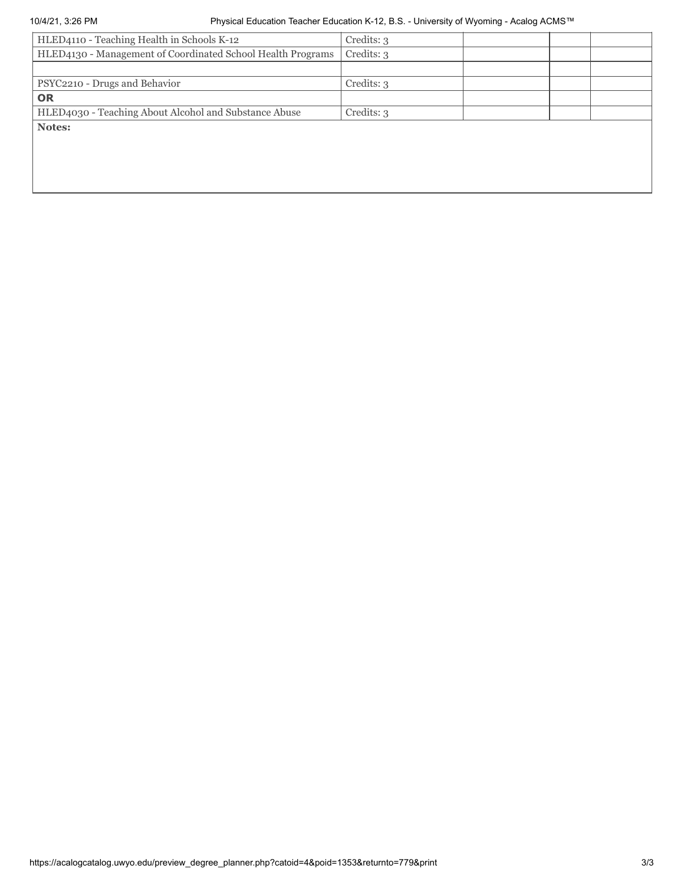| | | | | |
|---|---|---|---|---|
| HLED4110 - Teaching Health in Schools K-12 | Credits: 3 | | | |
| HLED4130 - Management of Coordinated School Health Programs | Credits: 3 | | | |
| | | | | |
| PSYC2210 - Drugs and Behavior | Credits: 3 | | | |
| **OR** | | | | |
| HLED4030 - Teaching About Alcohol and Substance Abuse | Credits: 3 | | | |

**Notes:**